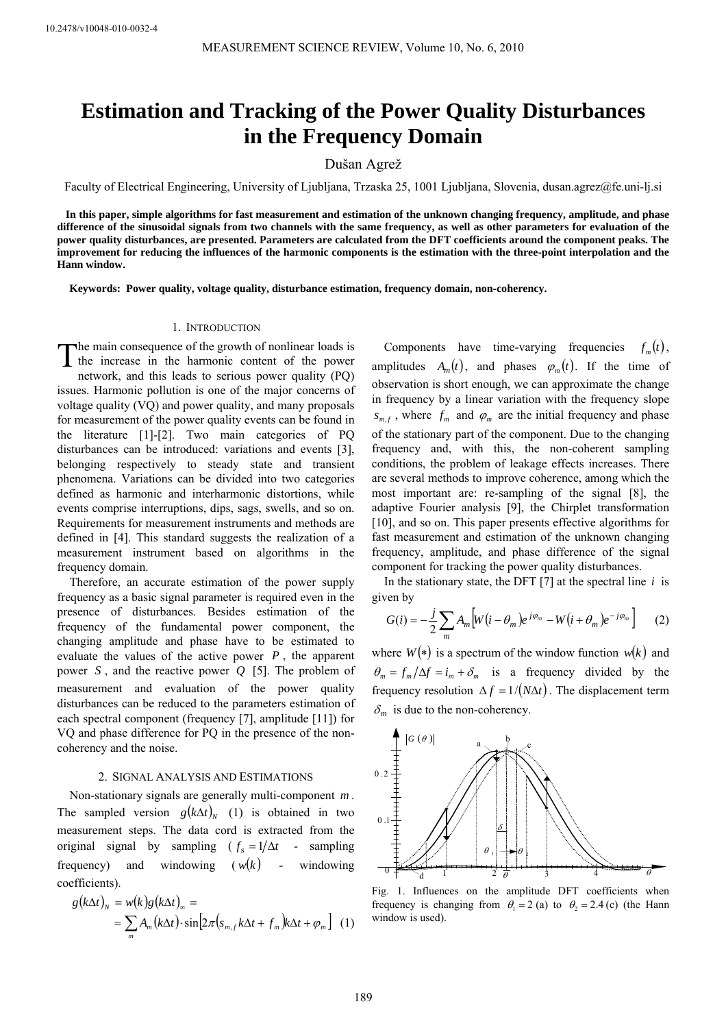10.2478/v10048-010-0032-4

# Estimation and Tracking of the Power Quality Disturbances in the Frequency Domain

Dušan Agrež

Faculty of Electrical Engineering, University of Ljubljana, Trzaska 25, 1001 Ljubljana, Slovenia, dusan.agrez@fe.uni-lj.si

**In this paper, simple algorithms for fast measurement and estimation of the unknown changing frequency, amplitude, and phase difference of the sinusoidal signals from two channels with the same frequency, as well as other parameters for evaluation of the power quality disturbances, are presented. Parameters are calculated from the DFT coefficients around the component peaks. The improvement for reducing the influences of the harmonic components is the estimation with the three-point interpolation and the Hann window.**

**Keywords: Power quality, voltage quality, disturbance estimation, frequency domain, non-coherency.**

## 1. Introduction

The main consequence of the growth of nonlinear loads is the increase in the harmonic content of the power network, and this leads to serious power quality (PQ) issues. Harmonic pollution is one of the major concerns of voltage quality (VQ) and power quality, and many proposals for measurement of the power quality events can be found in the literature [1]-[2]. Two main categories of PQ disturbances can be introduced: variations and events [3], belonging respectively to steady state and transient phenomena. Variations can be divided into two categories defined as harmonic and interharmonic distortions, while events comprise interruptions, dips, sags, swells, and so on. Requirements for measurement instruments and methods are defined in [4]. This standard suggests the realization of a measurement instrument based on algorithms in the frequency domain.

Therefore, an accurate estimation of the power supply frequency as a basic signal parameter is required even in the presence of disturbances. Besides estimation of the frequency of the fundamental power component, the changing amplitude and phase have to be estimated to evaluate the values of the active power $P$, the apparent power $S$, and the reactive power $Q$ [5]. The problem of measurement and evaluation of the power quality disturbances can be reduced to the parameters estimation of each spectral component (frequency [7], amplitude [11]) for VQ and phase difference for PQ in the presence of the non-coherency and the noise.

## 2. Signal Analysis and Estimations

Non-stationary signals are generally multi-component $m$. The sampled version $g(k\Delta t)_N$ (1) is obtained in two measurement steps. The data cord is extracted from the original signal by sampling ($f_s = 1/\Delta t$ - sampling frequency) and windowing ($w(k)$ - windowing coefficients).

$$g(k\Delta t)_N = w(k)g(k\Delta t)_\infty = \sum_m A_m(k\Delta t)\cdot \sin\left[2\pi\left(s_{m,f}k\Delta t + f_m\right)k\Delta t + \varphi_m\right] \quad (1)$$

Components have time-varying frequencies $f_m(t)$, amplitudes $A_m(t)$, and phases $\varphi_m(t)$. If the time of observation is short enough, we can approximate the change in frequency by a linear variation with the frequency slope $s_{m,f}$, where $f_m$ and $\varphi_m$ are the initial frequency and phase of the stationary part of the component. Due to the changing frequency and, with this, the non-coherent sampling conditions, the problem of leakage effects increases. There are several methods to improve coherence, among which the most important are: re-sampling of the signal [8], the adaptive Fourier analysis [9], the Chirplet transformation [10], and so on. This paper presents effective algorithms for fast measurement and estimation of the unknown changing frequency, amplitude, and phase difference of the signal component for tracking the power quality disturbances.

In the stationary state, the DFT [7] at the spectral line $i$ is given by

$$G(i) = -\frac{j}{2}\sum_m A_m\left[W(i-\theta_m)e^{j\varphi_m} - W(i+\theta_m)e^{-j\varphi_m}\right] \quad (2)$$

where $W(*)$ is a spectrum of the window function $w(k)$ and $\theta_m = f_m/\Delta f = i_m + \delta_m$ is a frequency divided by the frequency resolution $\Delta f = 1/(N\Delta t)$. The displacement term $\delta_m$ is due to the non-coherency.

Fig. 1. Influences on the amplitude DFT coefficients when frequency is changing from $\theta_1 = 2$ (a) to $\theta_2 = 2.4$ (c) (the Hann window is used).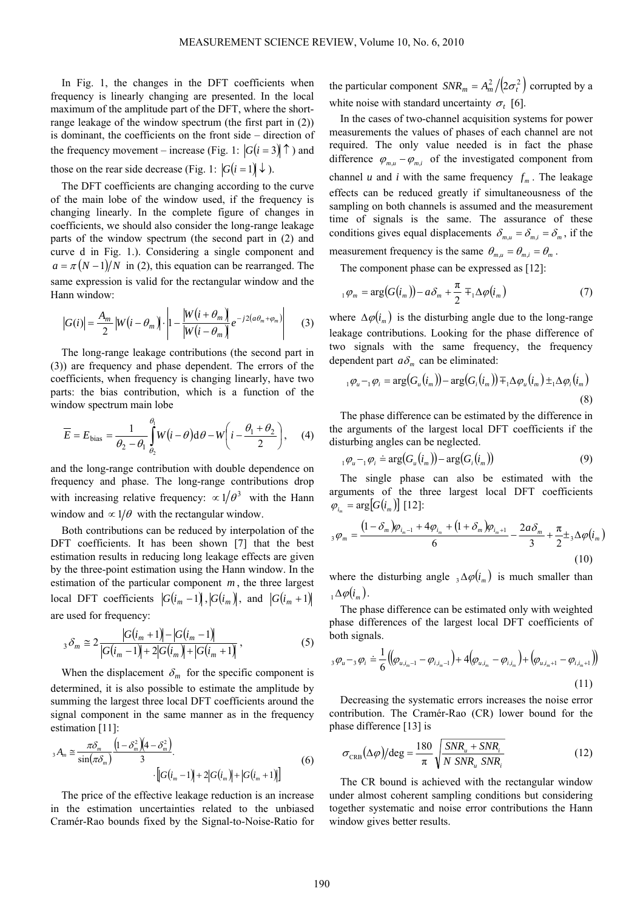In Fig. 1, the changes in the DFT coefficients when frequency is linearly changing are presented. In the local maximum of the amplitude part of the DFT, where the short-range leakage of the window spectrum (the first part in (2)) is dominant, the coefficients on the front side – direction of the frequency movement – increase (Fig. 1: $|G(i=3)|\uparrow$) and those on the rear side decrease (Fig. 1: $|G(i=1)|\downarrow$).

The DFT coefficients are changing according to the curve of the main lobe of the window used, if the frequency is changing linearly. In the complete figure of changes in coefficients, we should also consider the long-range leakage parts of the window spectrum (the second part in (2) and curve d in Fig. 1.). Considering a single component and $a=\pi(N-1)/N$ in (2), this equation can be rearranged. The same expression is valid for the rectangular window and the Hann window:

$$|G(i)| = \frac{A_m}{2}|W(i-\theta_m)|\cdot\left|1-\frac{|W(i+\theta_m)|}{|W(i-\theta_m)|}e^{-j2(a\theta_m+\varphi_m)}\right| \tag{3}$$

The long-range leakage contributions (the second part in (3)) are frequency and phase dependent. The errors of the coefficients, when frequency is changing linearly, have two parts: the bias contribution, which is a function of the window spectrum main lobe

$$\overline{E} = E_{\text{bias}} = \frac{1}{\theta_2-\theta_1}\int_{\theta_2}^{\theta_1} W(i-\theta)\,\mathrm{d}\theta - W\left(i-\frac{\theta_1+\theta_2}{2}\right), \tag{4}$$

and the long-range contribution with double dependence on frequency and phase. The long-range contributions drop with increasing relative frequency: $\propto 1/\theta^3$ with the Hann window and $\propto 1/\theta$ with the rectangular window.

Both contributions can be reduced by interpolation of the DFT coefficients. It has been shown [7] that the best estimation results in reducing long leakage effects are given by the three-point estimation using the Hann window. In the estimation of the particular component $m$, the three largest local DFT coefficients $|G(i_m-1)|, |G(i_m)|$, and $|G(i_m+1)|$ are used for frequency:

$${}_3\delta_m \cong 2\frac{|G(i_m+1)|-|G(i_m-1)|}{|G(i_m-1)|+2|G(i_m)|+|G(i_m+1)|}, \tag{5}$$

When the displacement $\delta_m$ for the specific component is determined, it is also possible to estimate the amplitude by summing the largest three local DFT coefficients around the signal component in the same manner as in the frequency estimation [11]:

$${}_3A_m \cong \frac{\pi\delta_m}{\sin(\pi\delta_m)}\frac{(1-\delta_m^2)(4-\delta_m^2)}{3}\cdot\left[|G(i_m-1)|+2|G(i_m)|+|G(i_m+1)|\right] \tag{6}$$

The price of the effective leakage reduction is an increase in the estimation uncertainties related to the unbiased Cramér-Rao bounds fixed by the Signal-to-Noise-Ratio for the particular component $SNR_m = A_m^2/(2\sigma_t^2)$ corrupted by a white noise with standard uncertainty $\sigma_t$ [6].

In the cases of two-channel acquisition systems for power measurements the values of phases of each channel are not required. The only value needed is in fact the phase difference $\varphi_{m,u}-\varphi_{m,i}$ of the investigated component from channel $u$ and $i$ with the same frequency $f_m$. The leakage effects can be reduced greatly if simultaneousness of the sampling on both channels is assumed and the measurement time of signals is the same. The assurance of these conditions gives equal displacements $\delta_{m,u}=\delta_{m,i}=\delta_m$, if the measurement frequency is the same $\theta_{m,u}=\theta_{m,i}=\theta_m$.

The component phase can be expressed as [12]:

$${}_1\varphi_m = \arg(G(i_m)) - a\delta_m + \frac{\pi}{2} \mp {}_1\Delta\varphi(i_m) \tag{7}$$

where $\Delta\varphi(i_m)$ is the disturbing angle due to the long-range leakage contributions. Looking for the phase difference of two signals with the same frequency, the frequency dependent part $a\delta_m$ can be eliminated:

$${}_1\varphi_u - {}_1\varphi_i = \arg(G_u(i_m)) - \arg(G_i(i_m)) \mp {}_1\Delta\varphi_u(i_m) \pm {}_1\Delta\varphi_i(i_m) \tag{8}$$

The phase difference can be estimated by the difference in the arguments of the largest local DFT coefficients if the disturbing angles can be neglected.

$${}_1\varphi_u - {}_1\varphi_i \doteq \arg(G_u(i_m)) - \arg(G_i(i_m)) \tag{9}$$

The single phase can also be estimated with the arguments of the three largest local DFT coefficients $\varphi_{i_m} = \arg[G(i_m)]$ [12]:

$${}_3\varphi_m = \frac{(1-\delta_m)\varphi_{i_m-1} + 4\varphi_{i_m} + (1+\delta_m)\varphi_{i_m+1}}{6} - \frac{2a\delta_m}{3} + \frac{\pi}{2} \pm {}_3\Delta\varphi(i_m) \tag{10}$$

where the disturbing angle ${}_3\Delta\varphi(i_m)$ is much smaller than ${}_1\Delta\varphi(i_m)$.

The phase difference can be estimated only with weighted phase differences of the largest local DFT coefficients of both signals.

$${}_3\varphi_u - {}_3\varphi_i \doteq \frac{1}{6}\left((\varphi_{u,i_m-1}-\varphi_{i,i_m-1}) + 4(\varphi_{u,i_m}-\varphi_{i,i_m}) + (\varphi_{u,i_m+1}-\varphi_{i,i_m+1})\right) \tag{11}$$

Decreasing the systematic errors increases the noise error contribution. The Cramér-Rao (CR) lower bound for the phase difference [13] is

$$\sigma_{\text{CRB}}(\Delta\varphi)/\text{deg} = \frac{180}{\pi}\sqrt{\frac{SNR_u + SNR_i}{N\,SNR_u\,SNR_i}} \tag{12}$$

The CR bound is achieved with the rectangular window under almost coherent sampling conditions but considering together systematic and noise error contributions the Hann window gives better results.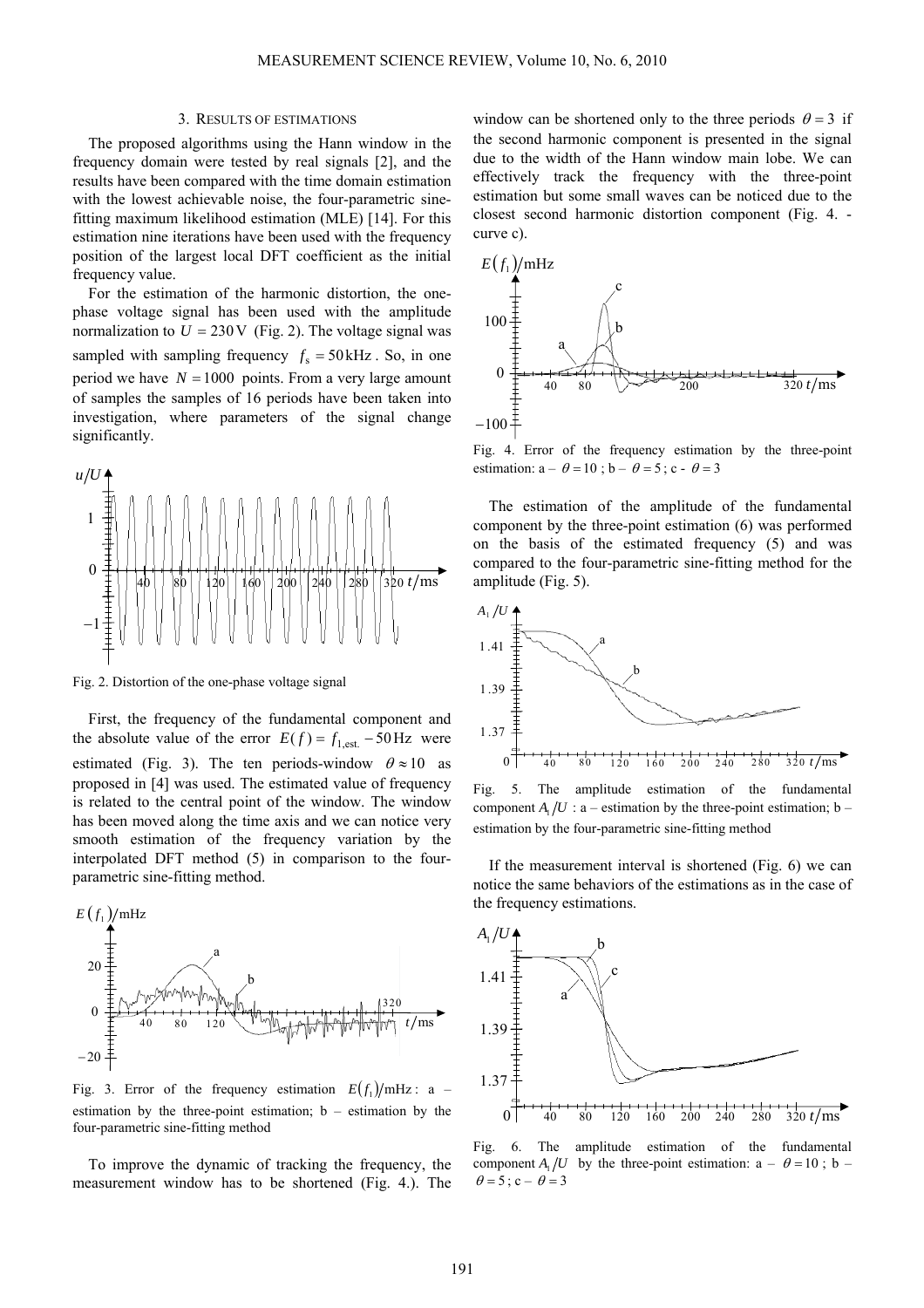## 3. Results of estimations

The proposed algorithms using the Hann window in the frequency domain were tested by real signals [2], and the results have been compared with the time domain estimation with the lowest achievable noise, the four-parametric sine-fitting maximum likelihood estimation (MLE) [14]. For this estimation nine iterations have been used with the frequency position of the largest local DFT coefficient as the initial frequency value.

For the estimation of the harmonic distortion, the one-phase voltage signal has been used with the amplitude normalization to $U = 230\,\text{V}$ (Fig. 2). The voltage signal was sampled with sampling frequency $f_s = 50\,\text{kHz}$. So, in one period we have $N = 1000$ points. From a very large amount of samples the samples of 16 periods have been taken into investigation, where parameters of the signal change significantly.

Fig. 2. Distortion of the one-phase voltage signal

First, the frequency of the fundamental component and the absolute value of the error $E(f) = f_{1,\text{est.}} - 50\,\text{Hz}$ were estimated (Fig. 3). The ten periods-window $\theta \approx 10$ as proposed in [4] was used. The estimated value of frequency is related to the central point of the window. The window has been moved along the time axis and we can notice very smooth estimation of the frequency variation by the interpolated DFT method (5) in comparison to the four-parametric sine-fitting method.

Fig. 3. Error of the frequency estimation $E(f_1)/\text{mHz}$: a – estimation by the three-point estimation; b – estimation by the four-parametric sine-fitting method

To improve the dynamic of tracking the frequency, the measurement window has to be shortened (Fig. 4.). The window can be shortened only to the three periods $\theta = 3$ if the second harmonic component is presented in the signal due to the width of the Hann window main lobe. We can effectively track the frequency with the three-point estimation but some small waves can be noticed due to the closest second harmonic distortion component (Fig. 4. - curve c).

Fig. 4. Error of the frequency estimation by the three-point estimation: a – $\theta = 10$; b – $\theta = 5$; c - $\theta = 3$

The estimation of the amplitude of the fundamental component by the three-point estimation (6) was performed on the basis of the estimated frequency (5) and was compared to the four-parametric sine-fitting method for the amplitude (Fig. 5).

Fig. 5. The amplitude estimation of the fundamental component $A_1/U$ : a – estimation by the three-point estimation; b – estimation by the four-parametric sine-fitting method

If the measurement interval is shortened (Fig. 6) we can notice the same behaviors of the estimations as in the case of the frequency estimations.

Fig. 6. The amplitude estimation of the fundamental component $A_1/U$ by the three-point estimation: a – $\theta = 10$; b – $\theta = 5$; c – $\theta = 3$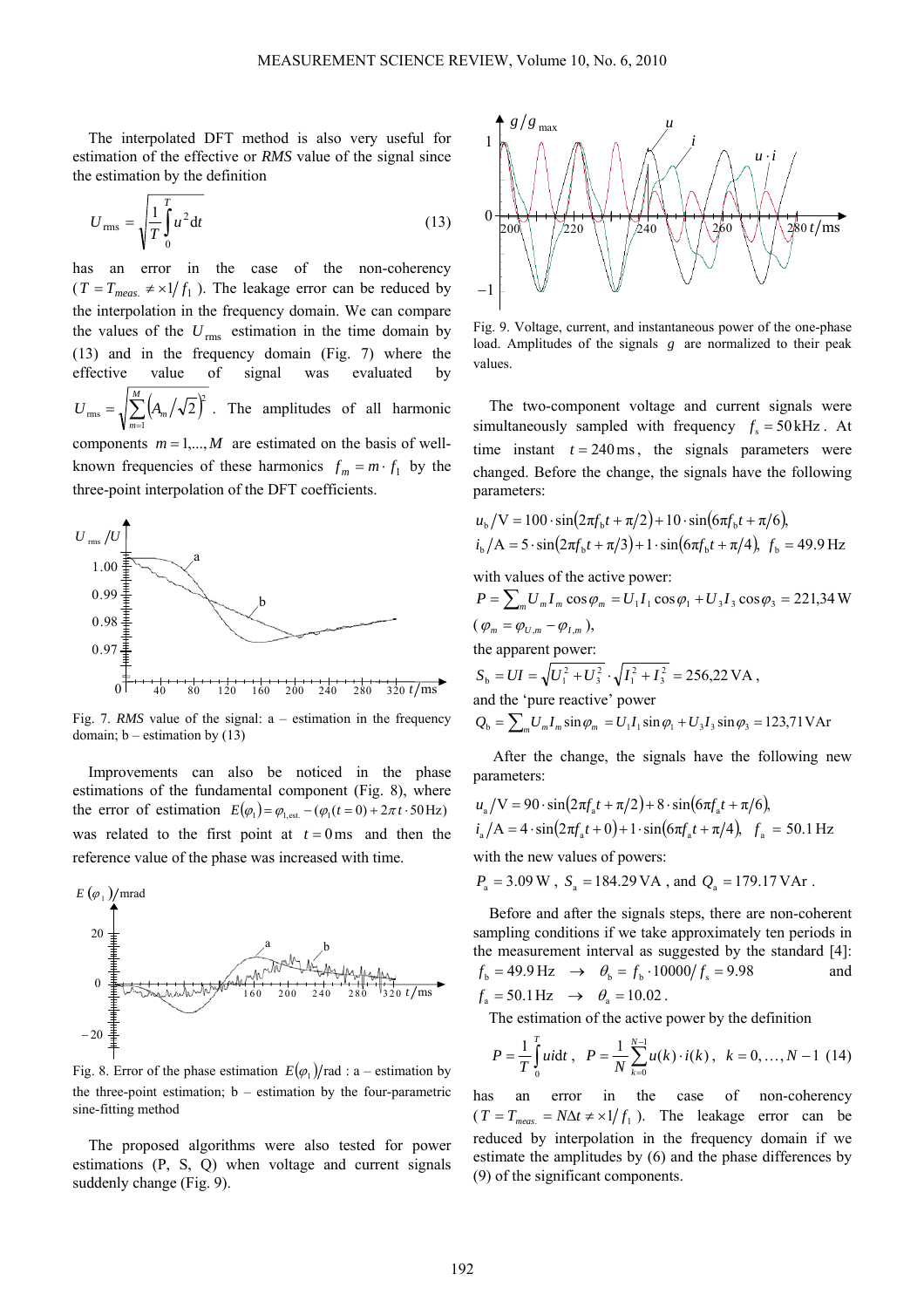The interpolated DFT method is also very useful for estimation of the effective or *RMS* value of the signal since the estimation by the definition

$$U_{\mathrm{rms}} = \sqrt{\frac{1}{T}\int_0^T u^2 \mathrm{d}t} \tag{13}$$

has an error in the case of the non-coherency ($T = T_{meas.} \neq \times 1/f_1$). The leakage error can be reduced by the interpolation in the frequency domain. We can compare the values of the $U_{\mathrm{rms}}$ estimation in the time domain by (13) and in the frequency domain (Fig. 7) where the effective value of signal was evaluated by $U_{\mathrm{rms}} = \sqrt{\sum_{m=1}^{M}\left(A_m/\sqrt{2}\right)^2}$. The amplitudes of all harmonic components $m = 1,...,M$ are estimated on the basis of well-known frequencies of these harmonics $f_m = m \cdot f_1$ by the three-point interpolation of the DFT coefficients.

Fig. 7. *RMS* value of the signal: a – estimation in the frequency domain; b – estimation by (13)

Improvements can also be noticed in the phase estimations of the fundamental component (Fig. 8), where the error of estimation $E(\varphi_1) = \varphi_{1,\mathrm{est.}} - (\varphi_1(t=0) + 2\pi t \cdot 50\,\mathrm{Hz})$ was related to the first point at $t = 0\,\mathrm{ms}$ and then the reference value of the phase was increased with time.

Fig. 8. Error of the phase estimation $E(\varphi_1)/\mathrm{rad}$ : a – estimation by the three-point estimation; b – estimation by the four-parametric sine-fitting method

The proposed algorithms were also tested for power estimations (P, S, Q) when voltage and current signals suddenly change (Fig. 9).

Fig. 9. Voltage, current, and instantaneous power of the one-phase load. Amplitudes of the signals $g$ are normalized to their peak values.

The two-component voltage and current signals were simultaneously sampled with frequency $f_\mathrm{s} = 50\,\mathrm{kHz}$. At time instant $t = 240\,\mathrm{ms}$, the signals parameters were changed. Before the change, the signals have the following parameters:

$$u_\mathrm{b}/\mathrm{V} = 100 \cdot \sin(2\pi f_\mathrm{b} t + \pi/2) + 10 \cdot \sin(6\pi f_\mathrm{b} t + \pi/6),$$
$$i_\mathrm{b}/\mathrm{A} = 5 \cdot \sin(2\pi f_\mathrm{b} t + \pi/3) + 1 \cdot \sin(6\pi f_\mathrm{b} t + \pi/4),\ \ f_\mathrm{b} = 49.9\,\mathrm{Hz}$$

with values of the active power:

$$P = \sum_m U_m I_m \cos\varphi_m = U_1 I_1 \cos\varphi_1 + U_3 I_3 \cos\varphi_3 = 221{,}34\,\mathrm{W}$$

($\varphi_m = \varphi_{U,m} - \varphi_{I,m}$),

the apparent power:

$$S_\mathrm{b} = UI = \sqrt{U_1^2 + U_3^2} \cdot \sqrt{I_1^2 + I_3^2} = 256{,}22\,\mathrm{VA},$$

and the 'pure reactive' power

$$Q_\mathrm{b} = \sum_m U_m I_m \sin\varphi_m = U_1 I_1 \sin\varphi_1 + U_3 I_3 \sin\varphi_3 = 123{,}71\,\mathrm{VAr}$$

After the change, the signals have the following new parameters:

$$u_\mathrm{a}/\mathrm{V} = 90 \cdot \sin(2\pi f_\mathrm{a} t + \pi/2) + 8 \cdot \sin(6\pi f_\mathrm{a} t + \pi/6),$$
$$i_\mathrm{a}/\mathrm{A} = 4 \cdot \sin(2\pi f_\mathrm{a} t + 0) + 1 \cdot \sin(6\pi f_\mathrm{a} t + \pi/4),\ \ f_\mathrm{a} = 50.1\,\mathrm{Hz}$$

with the new values of powers:

$P_\mathrm{a} = 3.09\,\mathrm{W}$, $S_\mathrm{a} = 184.29\,\mathrm{VA}$, and $Q_\mathrm{a} = 179.17\,\mathrm{VAr}$.

Before and after the signals steps, there are non-coherent sampling conditions if we take approximately ten periods in the measurement interval as suggested by the standard [4]: $f_\mathrm{b} = 49.9\,\mathrm{Hz} \;\rightarrow\; \theta_\mathrm{b} = f_\mathrm{b} \cdot 10000/f_\mathrm{s} = 9.98$ and $f_\mathrm{a} = 50.1\,\mathrm{Hz} \;\rightarrow\; \theta_\mathrm{a} = 10.02$.

The estimation of the active power by the definition

$$P = \frac{1}{T}\int_0^T ui\mathrm{d}t\,,\quad P = \frac{1}{N}\sum_{k=0}^{N-1} u(k)\cdot i(k)\,,\quad k = 0,\ldots,N-1 \tag{14}$$

has an error in the case of non-coherency ($T = T_{meas.} = N\Delta t \neq \times 1/f_1$). The leakage error can be reduced by interpolation in the frequency domain if we estimate the amplitudes by (6) and the phase differences by (9) of the significant components.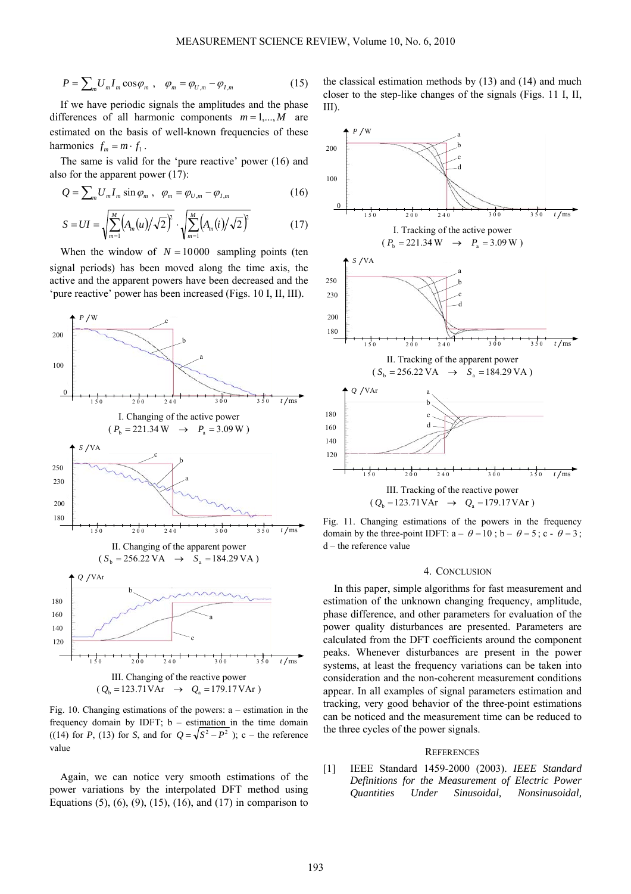$$P = \sum_m U_m I_m \cos\varphi_m \ , \quad \varphi_m = \varphi_{U,m} - \varphi_{I,m} \tag{15}$$

If we have periodic signals the amplitudes and the phase differences of all harmonic components $m = 1,...,M$ are estimated on the basis of well-known frequencies of these harmonics $f_m = m \cdot f_1$.

The same is valid for the 'pure reactive' power (16) and also for the apparent power (17):

$$Q = \sum_m U_m I_m \sin\varphi_m \ , \quad \varphi_m = \varphi_{U,m} - \varphi_{I,m} \tag{16}$$

$$S = UI = \sqrt{\sum_{m=1}^{M}\left(A_m(u)/\sqrt{2}\right)^2} \cdot \sqrt{\sum_{m=1}^{M}\left(A_m(i)/\sqrt{2}\right)^2} \tag{17}$$

When the window of $N = 10000$ sampling points (ten signal periods) has been moved along the time axis, the active and the apparent powers have been decreased and the 'pure reactive' power has been increased (Figs. 10 I, II, III).

I. Changing of the active power ($P_b = 221.34\,\text{W} \rightarrow P_a = 3.09\,\text{W}$)

II. Changing of the apparent power ($S_b = 256.22\,\text{VA} \rightarrow S_a = 184.29\,\text{VA}$)

III. Changing of the reactive power ($Q_b = 123.71\,\text{VAr} \rightarrow Q_a = 179.17\,\text{VAr}$)

Fig. 10. Changing estimations of the powers: a – estimation in the frequency domain by IDFT; b – estimation in the time domain ((14) for *P*, (13) for *S*, and for $Q = \sqrt{S^2 - P^2}$); c – the reference value

Again, we can notice very smooth estimations of the power variations by the interpolated DFT method using Equations (5), (6), (9), (15), (16), and (17) in comparison to the classical estimation methods by (13) and (14) and much closer to the step-like changes of the signals (Figs. 11 I, II, III).

I. Tracking of the active power ($P_b = 221.34\,\text{W} \rightarrow P_a = 3.09\,\text{W}$)

II. Tracking of the apparent power ($S_b = 256.22\,\text{VA} \rightarrow S_a = 184.29\,\text{VA}$)

III. Tracking of the reactive power ($Q_b = 123.71\,\text{VAr} \rightarrow Q_a = 179.17\,\text{VAr}$)

Fig. 11. Changing estimations of the powers in the frequency domain by the three-point IDFT: a – $\theta = 10$; b – $\theta = 5$; c - $\theta = 3$; d – the reference value

## 4. CONCLUSION

In this paper, simple algorithms for fast measurement and estimation of the unknown changing frequency, amplitude, phase difference, and other parameters for evaluation of the power quality disturbances are presented. Parameters are calculated from the DFT coefficients around the component peaks. Whenever disturbances are present in the power systems, at least the frequency variations can be taken into consideration and the non-coherent measurement conditions appear. In all examples of signal parameters estimation and tracking, very good behavior of the three-point estimations can be noticed and the measurement time can be reduced to the three cycles of the power signals.

## REFERENCES

[1] IEEE Standard 1459-2000 (2003). *IEEE Standard Definitions for the Measurement of Electric Power Quantities Under Sinusoidal, Nonsinusoidal,*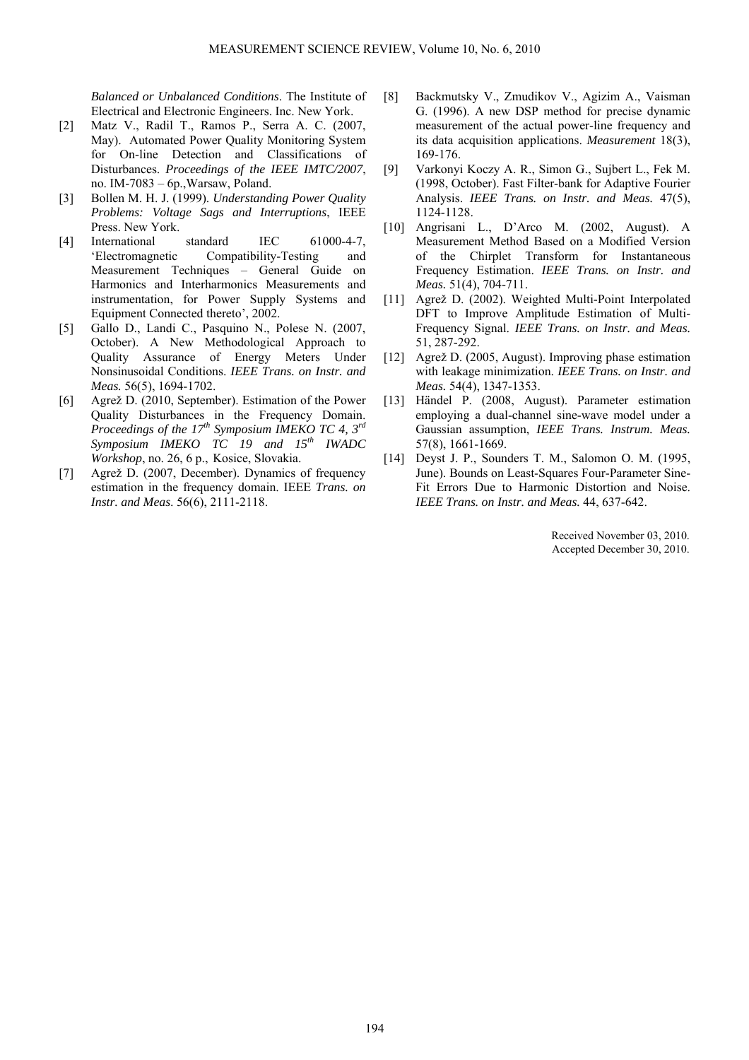*Balanced or Unbalanced Conditions*. The Institute of Electrical and Electronic Engineers. Inc. New York.

[2] Matz V., Radil T., Ramos P., Serra A. C. (2007, May). Automated Power Quality Monitoring System for On-line Detection and Classifications of Disturbances. *Proceedings of the IEEE IMTC/2007*, no. IM-7083 – 6p.,Warsaw, Poland.

[3] Bollen M. H. J. (1999). *Understanding Power Quality Problems: Voltage Sags and Interruptions*, IEEE Press. New York.

[4] International standard IEC 61000-4-7, 'Electromagnetic Compatibility-Testing and Measurement Techniques – General Guide on Harmonics and Interharmonics Measurements and instrumentation, for Power Supply Systems and Equipment Connected thereto', 2002.

[5] Gallo D., Landi C., Pasquino N., Polese N. (2007, October). A New Methodological Approach to Quality Assurance of Energy Meters Under Nonsinusoidal Conditions. *IEEE Trans. on Instr. and Meas.* 56(5), 1694-1702.

[6] Agrež D. (2010, September). Estimation of the Power Quality Disturbances in the Frequency Domain. *Proceedings of the 17th Symposium IMEKO TC 4, 3rd Symposium IMEKO TC 19 and 15th IWADC Workshop*, no. 26, 6 p., Kosice, Slovakia.

[7] Agrež D. (2007, December). Dynamics of frequency estimation in the frequency domain. IEEE *Trans. on Instr. and Meas*. 56(6), 2111-2118.

[8] Backmutsky V., Zmudikov V., Agizim A., Vaisman G. (1996). A new DSP method for precise dynamic measurement of the actual power-line frequency and its data acquisition applications. *Measurement* 18(3), 169-176.

[9] Varkonyi Koczy A. R., Simon G., Sujbert L., Fek M. (1998, October). Fast Filter-bank for Adaptive Fourier Analysis. *IEEE Trans. on Instr. and Meas.* 47(5), 1124-1128.

[10] Angrisani L., D'Arco M. (2002, August). A Measurement Method Based on a Modified Version of the Chirplet Transform for Instantaneous Frequency Estimation. *IEEE Trans. on Instr. and Meas.* 51(4), 704-711.

[11] Agrež D. (2002). Weighted Multi-Point Interpolated DFT to Improve Amplitude Estimation of Multi-Frequency Signal. *IEEE Trans. on Instr. and Meas.* 51, 287-292.

[12] Agrež D. (2005, August). Improving phase estimation with leakage minimization. *IEEE Trans. on Instr. and Meas.* 54(4), 1347-1353.

[13] Händel P. (2008, August). Parameter estimation employing a dual-channel sine-wave model under a Gaussian assumption, *IEEE Trans. Instrum. Meas.* 57(8), 1661-1669.

[14] Deyst J. P., Sounders T. M., Salomon O. M. (1995, June). Bounds on Least-Squares Four-Parameter Sine-Fit Errors Due to Harmonic Distortion and Noise. *IEEE Trans. on Instr. and Meas.* 44, 637-642.

Received November 03, 2010.
Accepted December 30, 2010.